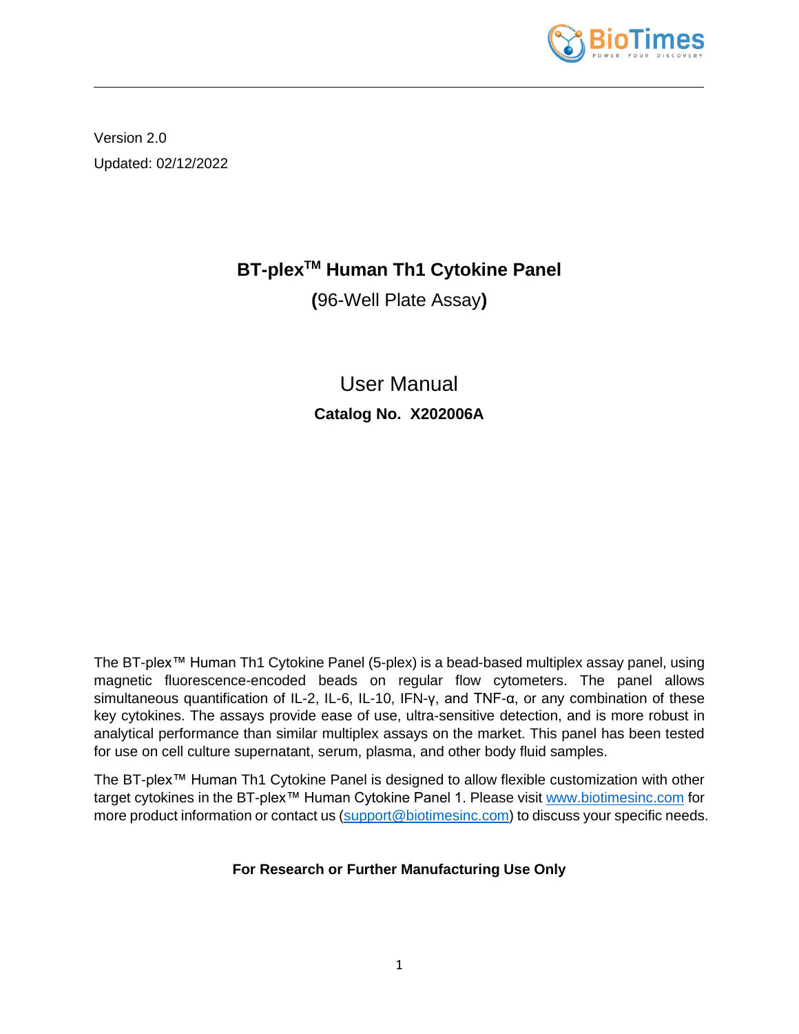Version 2.0

Updated: 02/12/2022

# BT-plex™ Human Th1 Cytokine Panel

**(**96-Well Plate Assay**)**

## User Manual

**Catalog No. X202006A**

The BT-plex™ Human Th1 Cytokine Panel (5-plex) is a bead-based multiplex assay panel, using magnetic fluorescence-encoded beads on regular flow cytometers. The panel allows simultaneous quantification of IL-2, IL-6, IL-10, IFN-γ, and TNF-α, or any combination of these key cytokines. The assays provide ease of use, ultra-sensitive detection, and is more robust in analytical performance than similar multiplex assays on the market. This panel has been tested for use on cell culture supernatant, serum, plasma, and other body fluid samples.

The BT-plex™ Human Th1 Cytokine Panel is designed to allow flexible customization with other target cytokines in the BT-plex™ Human Cytokine Panel 1. Please visit www.biotimesinc.com for more product information or contact us (support@biotimesinc.com) to discuss your specific needs.

**For Research or Further Manufacturing Use Only**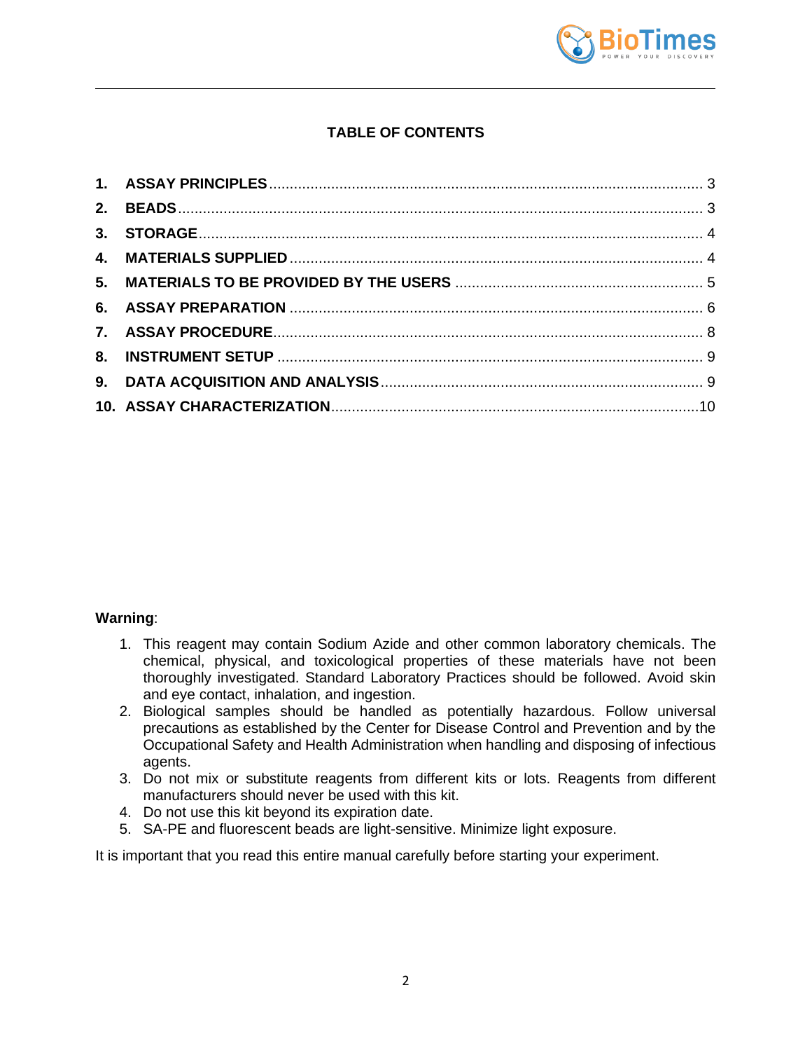## TABLE OF CONTENTS

| | | |
|---|---|---|
| **1.** | **ASSAY PRINCIPLES** | 3 |
| **2.** | **BEADS** | 3 |
| **3.** | **STORAGE** | 4 |
| **4.** | **MATERIALS SUPPLIED** | 4 |
| **5.** | **MATERIALS TO BE PROVIDED BY THE USERS** | 5 |
| **6.** | **ASSAY PREPARATION** | 6 |
| **7.** | **ASSAY PROCEDURE** | 8 |
| **8.** | **INSTRUMENT SETUP** | 9 |
| **9.** | **DATA ACQUISITION AND ANALYSIS** | 9 |
| **10.** | **ASSAY CHARACTERIZATION** | 10 |

**Warning**:

1. This reagent may contain Sodium Azide and other common laboratory chemicals. The chemical, physical, and toxicological properties of these materials have not been thoroughly investigated. Standard Laboratory Practices should be followed. Avoid skin and eye contact, inhalation, and ingestion.
2. Biological samples should be handled as potentially hazardous. Follow universal precautions as established by the Center for Disease Control and Prevention and by the Occupational Safety and Health Administration when handling and disposing of infectious agents.
3. Do not mix or substitute reagents from different kits or lots. Reagents from different manufacturers should never be used with this kit.
4. Do not use this kit beyond its expiration date.
5. SA-PE and fluorescent beads are light-sensitive. Minimize light exposure.

It is important that you read this entire manual carefully before starting your experiment.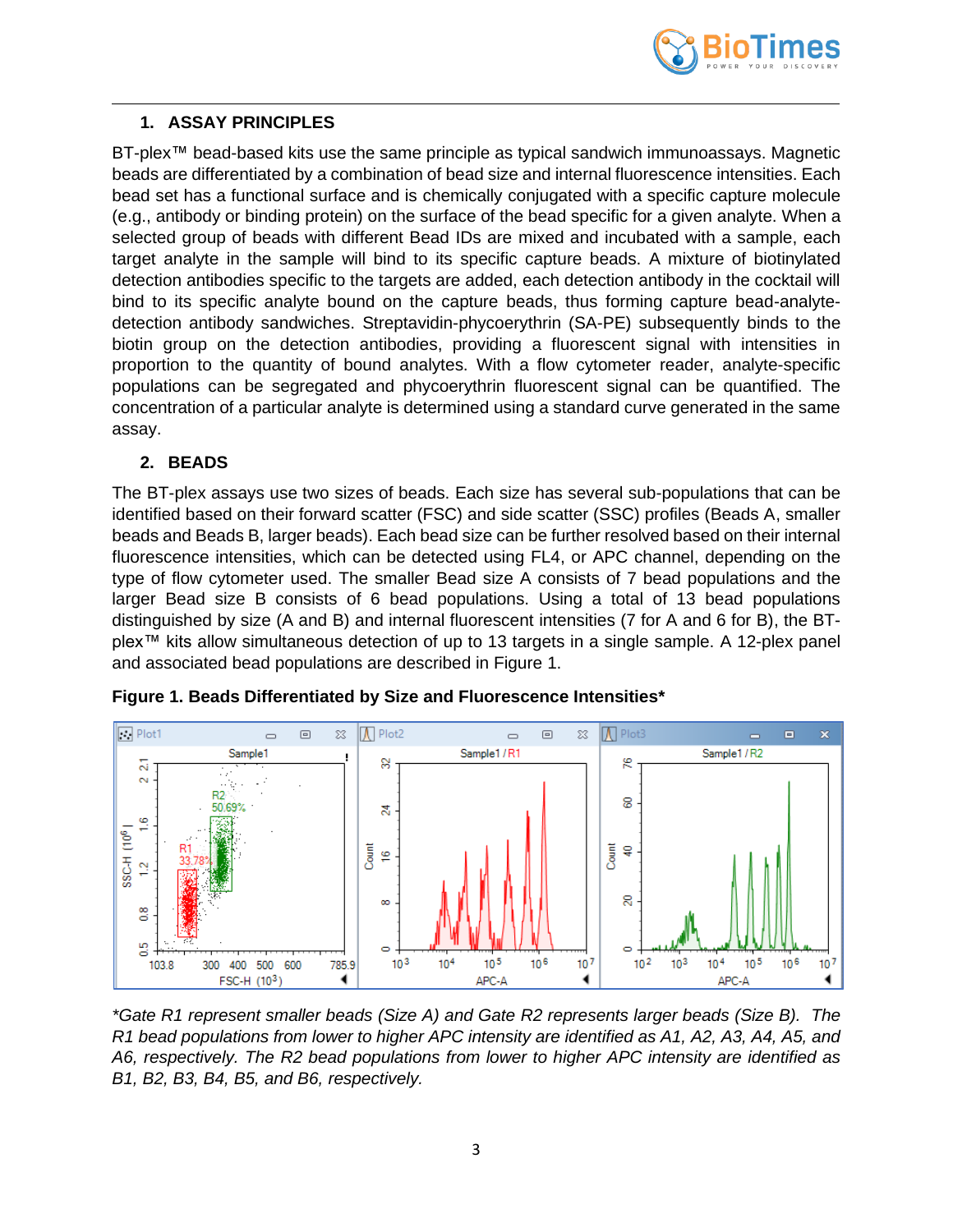## 1. ASSAY PRINCIPLES

BT-plex™ bead-based kits use the same principle as typical sandwich immunoassays. Magnetic beads are differentiated by a combination of bead size and internal fluorescence intensities. Each bead set has a functional surface and is chemically conjugated with a specific capture molecule (e.g., antibody or binding protein) on the surface of the bead specific for a given analyte. When a selected group of beads with different Bead IDs are mixed and incubated with a sample, each target analyte in the sample will bind to its specific capture beads. A mixture of biotinylated detection antibodies specific to the targets are added, each detection antibody in the cocktail will bind to its specific analyte bound on the capture beads, thus forming capture bead-analyte-detection antibody sandwiches. Streptavidin-phycoerythrin (SA-PE) subsequently binds to the biotin group on the detection antibodies, providing a fluorescent signal with intensities in proportion to the quantity of bound analytes. With a flow cytometer reader, analyte-specific populations can be segregated and phycoerythrin fluorescent signal can be quantified. The concentration of a particular analyte is determined using a standard curve generated in the same assay.

## 2. BEADS

The BT-plex assays use two sizes of beads. Each size has several sub-populations that can be identified based on their forward scatter (FSC) and side scatter (SSC) profiles (Beads A, smaller beads and Beads B, larger beads). Each bead size can be further resolved based on their internal fluorescence intensities, which can be detected using FL4, or APC channel, depending on the type of flow cytometer used. The smaller Bead size A consists of 7 bead populations and the larger Bead size B consists of 6 bead populations. Using a total of 13 bead populations distinguished by size (A and B) and internal fluorescent intensities (7 for A and 6 for B), the BT-plex™ kits allow simultaneous detection of up to 13 targets in a single sample. A 12-plex panel and associated bead populations are described in Figure 1.

**Figure 1. Beads Differentiated by Size and Fluorescence Intensities***

*\*Gate R1 represent smaller beads (Size A) and Gate R2 represents larger beads (Size B). The R1 bead populations from lower to higher APC intensity are identified as A1, A2, A3, A4, A5, and A6, respectively. The R2 bead populations from lower to higher APC intensity are identified as B1, B2, B3, B4, B5, and B6, respectively.*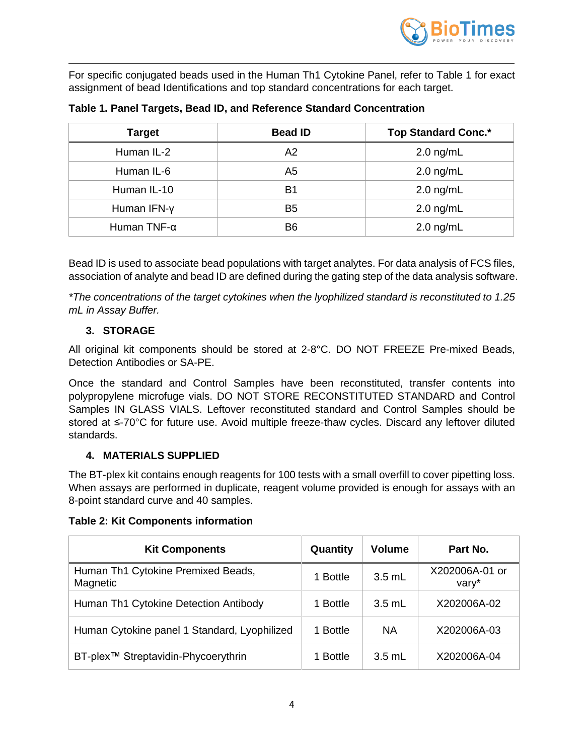For specific conjugated beads used in the Human Th1 Cytokine Panel, refer to Table 1 for exact assignment of bead Identifications and top standard concentrations for each target.

**Table 1. Panel Targets, Bead ID, and Reference Standard Concentration**

| Target | Bead ID | Top Standard Conc.* |
|---|---|---|
| Human IL-2 | A2 | 2.0 ng/mL |
| Human IL-6 | A5 | 2.0 ng/mL |
| Human IL-10 | B1 | 2.0 ng/mL |
| Human IFN-γ | B5 | 2.0 ng/mL |
| Human TNF-α | B6 | 2.0 ng/mL |

Bead ID is used to associate bead populations with target analytes. For data analysis of FCS files, association of analyte and bead ID are defined during the gating step of the data analysis software.

*\*The concentrations of the target cytokines when the lyophilized standard is reconstituted to 1.25 mL in Assay Buffer.*

## 3. STORAGE

All original kit components should be stored at 2-8°C. DO NOT FREEZE Pre-mixed Beads, Detection Antibodies or SA-PE.

Once the standard and Control Samples have been reconstituted, transfer contents into polypropylene microfuge vials. DO NOT STORE RECONSTITUTED STANDARD and Control Samples IN GLASS VIALS. Leftover reconstituted standard and Control Samples should be stored at ≤-70°C for future use. Avoid multiple freeze-thaw cycles. Discard any leftover diluted standards.

## 4. MATERIALS SUPPLIED

The BT-plex kit contains enough reagents for 100 tests with a small overfill to cover pipetting loss. When assays are performed in duplicate, reagent volume provided is enough for assays with an 8-point standard curve and 40 samples.

**Table 2: Kit Components information**

| Kit Components | Quantity | Volume | Part No. |
|---|---|---|---|
| Human Th1 Cytokine Premixed Beads, Magnetic | 1 Bottle | 3.5 mL | X202006A-01 or vary* |
| Human Th1 Cytokine Detection Antibody | 1 Bottle | 3.5 mL | X202006A-02 |
| Human Cytokine panel 1 Standard, Lyophilized | 1 Bottle | NA | X202006A-03 |
| BT-plex™ Streptavidin-Phycoerythrin | 1 Bottle | 3.5 mL | X202006A-04 |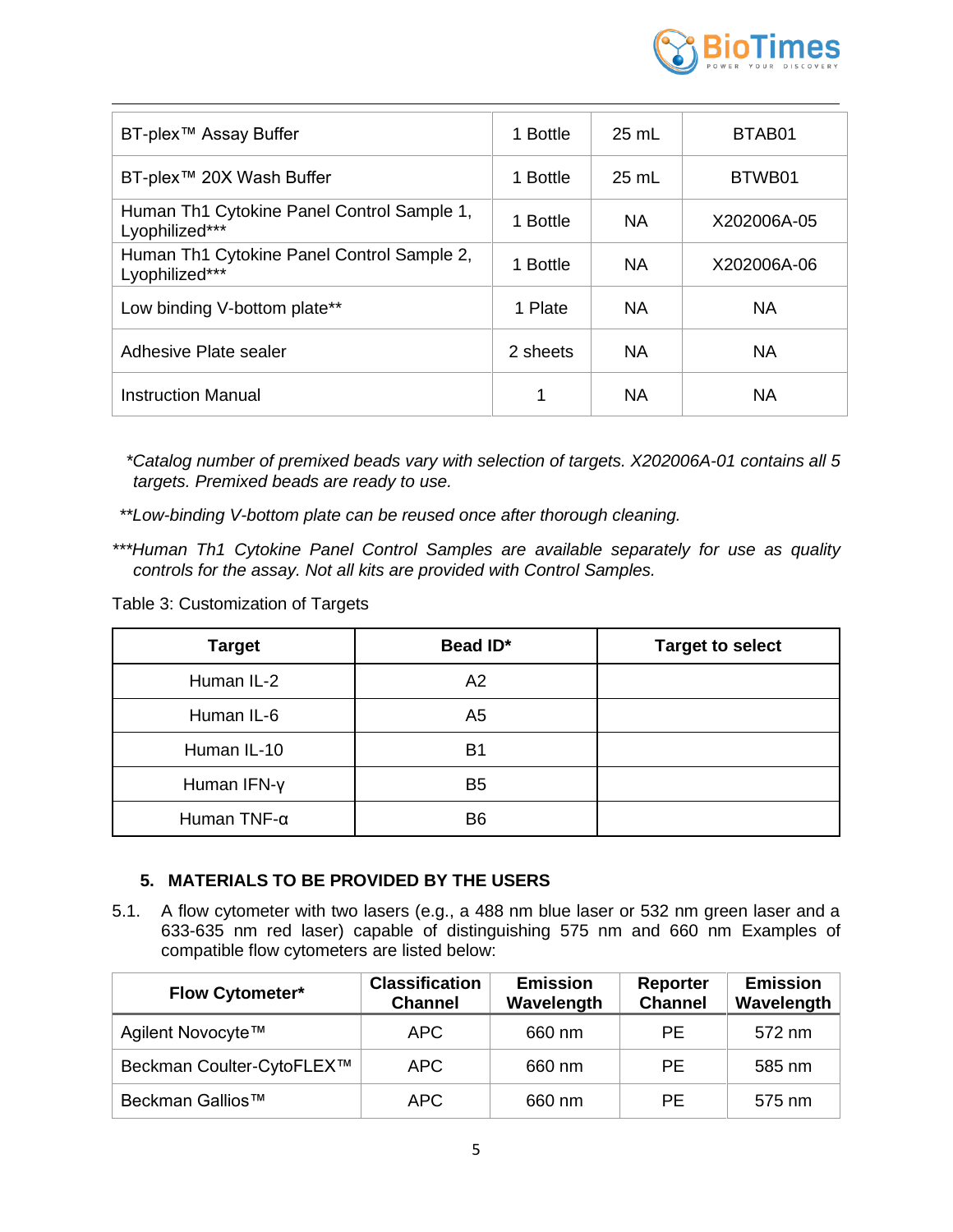| BT-plex™ Assay Buffer | 1 Bottle | 25 mL | BTAB01 |
|---|---|---|---|
| BT-plex™ 20X Wash Buffer | 1 Bottle | 25 mL | BTWB01 |
| Human Th1 Cytokine Panel Control Sample 1, Lyophilized*** | 1 Bottle | NA | X202006A-05 |
| Human Th1 Cytokine Panel Control Sample 2, Lyophilized*** | 1 Bottle | NA | X202006A-06 |
| Low binding V-bottom plate** | 1 Plate | NA | NA |
| Adhesive Plate sealer | 2 sheets | NA | NA |
| Instruction Manual | 1 | NA | NA |

*\*Catalog number of premixed beads vary with selection of targets. X202006A-01 contains all 5 targets. Premixed beads are ready to use.*

*\*\*Low-binding V-bottom plate can be reused once after thorough cleaning.*

*\*\*\*Human Th1 Cytokine Panel Control Samples are available separately for use as quality controls for the assay. Not all kits are provided with Control Samples.*

Table 3: Customization of Targets

| Target | Bead ID* | Target to select |
|---|---|---|
| Human IL-2 | A2 | |
| Human IL-6 | A5 | |
| Human IL-10 | B1 | |
| Human IFN-γ | B5 | |
| Human TNF-α | B6 | |

## 5. MATERIALS TO BE PROVIDED BY THE USERS

5.1. A flow cytometer with two lasers (e.g., a 488 nm blue laser or 532 nm green laser and a 633-635 nm red laser) capable of distinguishing 575 nm and 660 nm Examples of compatible flow cytometers are listed below:

| Flow Cytometer* | Classification Channel | Emission Wavelength | Reporter Channel | Emission Wavelength |
|---|---|---|---|---|
| Agilent Novocyte™ | APC | 660 nm | PE | 572 nm |
| Beckman Coulter-CytoFLEX™ | APC | 660 nm | PE | 585 nm |
| Beckman Gallios™ | APC | 660 nm | PE | 575 nm |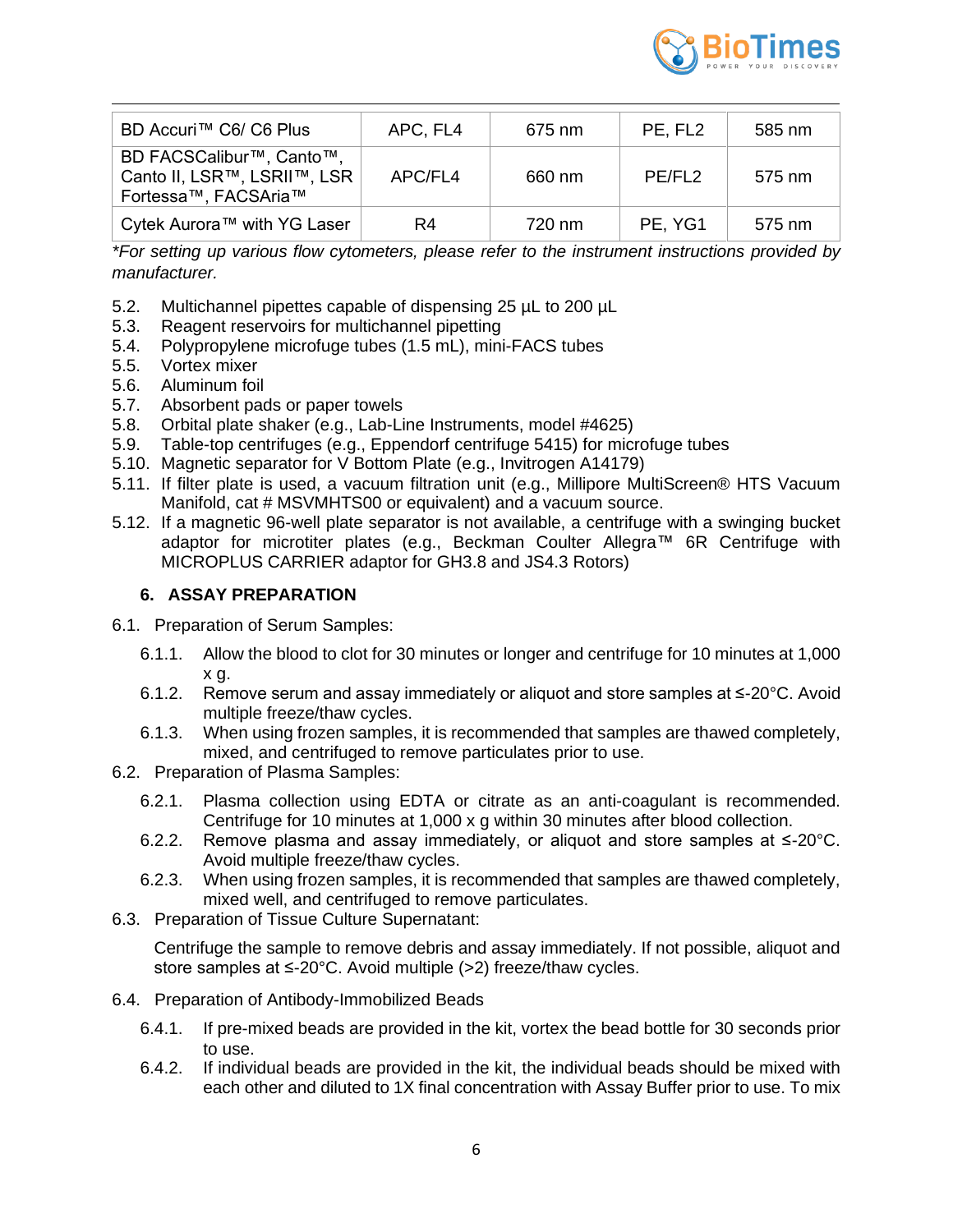| BD Accuri™ C6/ C6 Plus | APC, FL4 | 675 nm | PE, FL2 | 585 nm |
|---|---|---|---|---|
| BD FACSCalibur™, Canto™, Canto II, LSR™, LSRII™, LSR Fortessa™, FACSAria™ | APC/FL4 | 660 nm | PE/FL2 | 575 nm |
| Cytek Aurora™ with YG Laser | R4 | 720 nm | PE, YG1 | 575 nm |

*\*For setting up various flow cytometers, please refer to the instrument instructions provided by manufacturer.*

5.2. Multichannel pipettes capable of dispensing 25 µL to 200 µL
5.3. Reagent reservoirs for multichannel pipetting
5.4. Polypropylene microfuge tubes (1.5 mL), mini-FACS tubes
5.5. Vortex mixer
5.6. Aluminum foil
5.7. Absorbent pads or paper towels
5.8. Orbital plate shaker (e.g., Lab-Line Instruments, model #4625)
5.9. Table-top centrifuges (e.g., Eppendorf centrifuge 5415) for microfuge tubes
5.10. Magnetic separator for V Bottom Plate (e.g., Invitrogen A14179)
5.11. If filter plate is used, a vacuum filtration unit (e.g., Millipore MultiScreen® HTS Vacuum Manifold, cat # MSVMHTS00 or equivalent) and a vacuum source.
5.12. If a magnetic 96-well plate separator is not available, a centrifuge with a swinging bucket adaptor for microtiter plates (e.g., Beckman Coulter Allegra™ 6R Centrifuge with MICROPLUS CARRIER adaptor for GH3.8 and JS4.3 Rotors)

## 6. ASSAY PREPARATION

6.1. Preparation of Serum Samples:

6.1.1. Allow the blood to clot for 30 minutes or longer and centrifuge for 10 minutes at 1,000 x g.
6.1.2. Remove serum and assay immediately or aliquot and store samples at ≤-20°C. Avoid multiple freeze/thaw cycles.
6.1.3. When using frozen samples, it is recommended that samples are thawed completely, mixed, and centrifuged to remove particulates prior to use.

6.2. Preparation of Plasma Samples:

6.2.1. Plasma collection using EDTA or citrate as an anti-coagulant is recommended. Centrifuge for 10 minutes at 1,000 x g within 30 minutes after blood collection.
6.2.2. Remove plasma and assay immediately, or aliquot and store samples at ≤-20°C. Avoid multiple freeze/thaw cycles.
6.2.3. When using frozen samples, it is recommended that samples are thawed completely, mixed well, and centrifuged to remove particulates.

6.3. Preparation of Tissue Culture Supernatant:

Centrifuge the sample to remove debris and assay immediately. If not possible, aliquot and store samples at ≤-20°C. Avoid multiple (>2) freeze/thaw cycles.

6.4. Preparation of Antibody-Immobilized Beads

6.4.1. If pre-mixed beads are provided in the kit, vortex the bead bottle for 30 seconds prior to use.
6.4.2. If individual beads are provided in the kit, the individual beads should be mixed with each other and diluted to 1X final concentration with Assay Buffer prior to use. To mix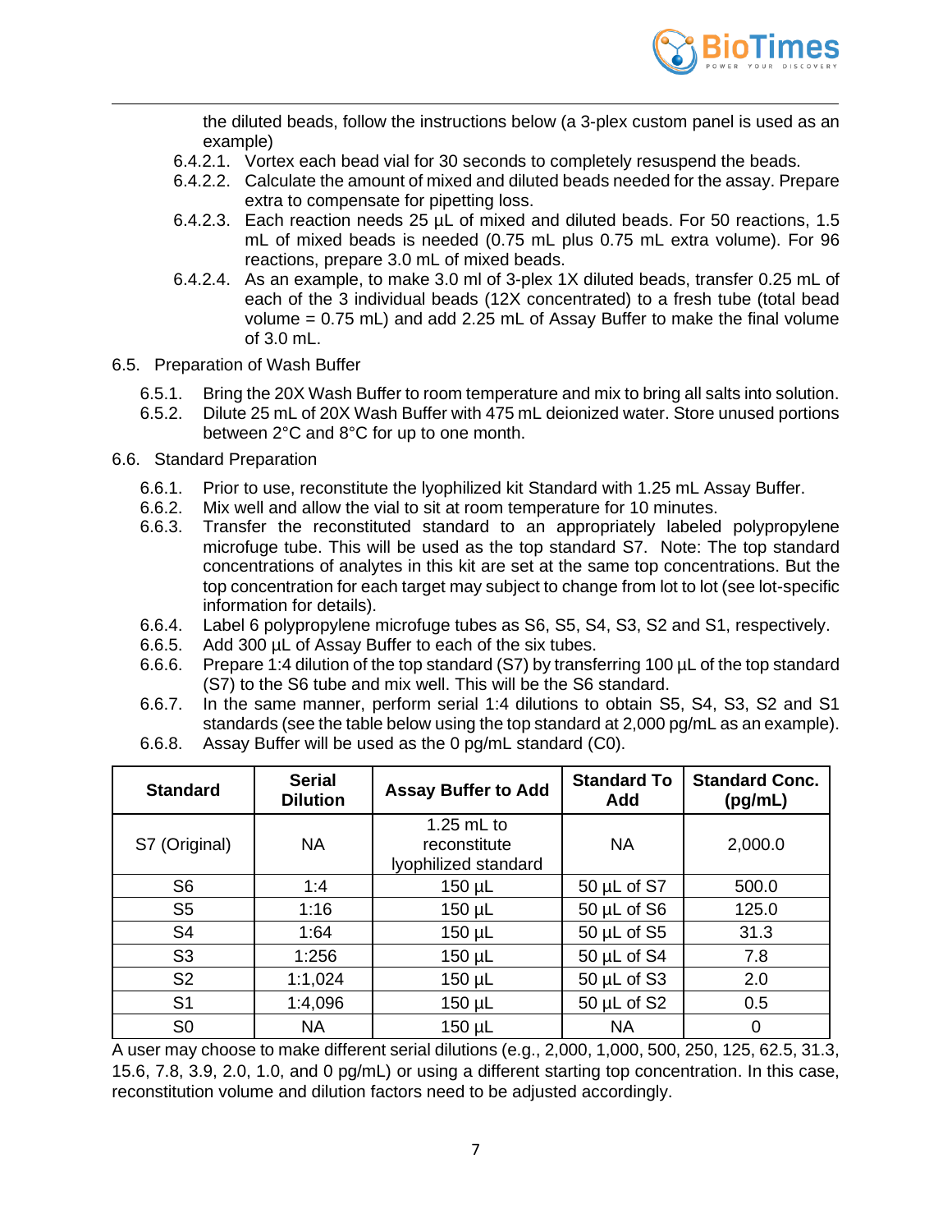the diluted beads, follow the instructions below (a 3-plex custom panel is used as an example)

6.4.2.1. Vortex each bead vial for 30 seconds to completely resuspend the beads.

6.4.2.2. Calculate the amount of mixed and diluted beads needed for the assay. Prepare extra to compensate for pipetting loss.

6.4.2.3. Each reaction needs 25 µL of mixed and diluted beads. For 50 reactions, 1.5 mL of mixed beads is needed (0.75 mL plus 0.75 mL extra volume). For 96 reactions, prepare 3.0 mL of mixed beads.

6.4.2.4. As an example, to make 3.0 ml of 3-plex 1X diluted beads, transfer 0.25 mL of each of the 3 individual beads (12X concentrated) to a fresh tube (total bead volume = 0.75 mL) and add 2.25 mL of Assay Buffer to make the final volume of 3.0 mL.

6.5. Preparation of Wash Buffer

6.5.1. Bring the 20X Wash Buffer to room temperature and mix to bring all salts into solution.

6.5.2. Dilute 25 mL of 20X Wash Buffer with 475 mL deionized water. Store unused portions between 2°C and 8°C for up to one month.

6.6. Standard Preparation

6.6.1. Prior to use, reconstitute the lyophilized kit Standard with 1.25 mL Assay Buffer.

6.6.2. Mix well and allow the vial to sit at room temperature for 10 minutes.

6.6.3. Transfer the reconstituted standard to an appropriately labeled polypropylene microfuge tube. This will be used as the top standard S7. Note: The top standard concentrations of analytes in this kit are set at the same top concentrations. But the top concentration for each target may subject to change from lot to lot (see lot-specific information for details).

6.6.4. Label 6 polypropylene microfuge tubes as S6, S5, S4, S3, S2 and S1, respectively.

6.6.5. Add 300 µL of Assay Buffer to each of the six tubes.

6.6.6. Prepare 1:4 dilution of the top standard (S7) by transferring 100 µL of the top standard (S7) to the S6 tube and mix well. This will be the S6 standard.

6.6.7. In the same manner, perform serial 1:4 dilutions to obtain S5, S4, S3, S2 and S1 standards (see the table below using the top standard at 2,000 pg/mL as an example).

6.6.8. Assay Buffer will be used as the 0 pg/mL standard (C0).

| Standard | Serial Dilution | Assay Buffer to Add | Standard To Add | Standard Conc. (pg/mL) |
|---|---|---|---|---|
| S7 (Original) | NA | 1.25 mL to reconstitute lyophilized standard | NA | 2,000.0 |
| S6 | 1:4 | 150 µL | 50 µL of S7 | 500.0 |
| S5 | 1:16 | 150 µL | 50 µL of S6 | 125.0 |
| S4 | 1:64 | 150 µL | 50 µL of S5 | 31.3 |
| S3 | 1:256 | 150 µL | 50 µL of S4 | 7.8 |
| S2 | 1:1,024 | 150 µL | 50 µL of S3 | 2.0 |
| S1 | 1:4,096 | 150 µL | 50 µL of S2 | 0.5 |
| S0 | NA | 150 µL | NA | 0 |

A user may choose to make different serial dilutions (e.g., 2,000, 1,000, 500, 250, 125, 62.5, 31.3, 15.6, 7.8, 3.9, 2.0, 1.0, and 0 pg/mL) or using a different starting top concentration. In this case, reconstitution volume and dilution factors need to be adjusted accordingly.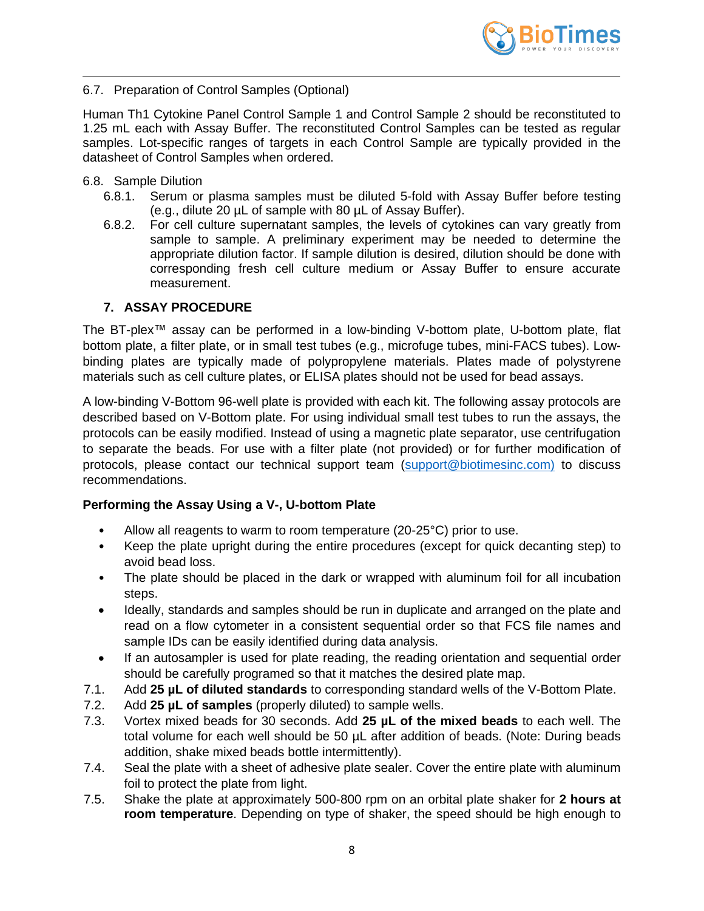6.7. Preparation of Control Samples (Optional)

Human Th1 Cytokine Panel Control Sample 1 and Control Sample 2 should be reconstituted to 1.25 mL each with Assay Buffer. The reconstituted Control Samples can be tested as regular samples. Lot-specific ranges of targets in each Control Sample are typically provided in the datasheet of Control Samples when ordered.

6.8. Sample Dilution

- 6.8.1. Serum or plasma samples must be diluted 5-fold with Assay Buffer before testing (e.g., dilute 20 µL of sample with 80 µL of Assay Buffer).
- 6.8.2. For cell culture supernatant samples, the levels of cytokines can vary greatly from sample to sample. A preliminary experiment may be needed to determine the appropriate dilution factor. If sample dilution is desired, dilution should be done with corresponding fresh cell culture medium or Assay Buffer to ensure accurate measurement.

## 7. ASSAY PROCEDURE

The BT-plex™ assay can be performed in a low-binding V-bottom plate, U-bottom plate, flat bottom plate, a filter plate, or in small test tubes (e.g., microfuge tubes, mini-FACS tubes). Low-binding plates are typically made of polypropylene materials. Plates made of polystyrene materials such as cell culture plates, or ELISA plates should not be used for bead assays.

A low-binding V-Bottom 96-well plate is provided with each kit. The following assay protocols are described based on V-Bottom plate. For using individual small test tubes to run the assays, the protocols can be easily modified. Instead of using a magnetic plate separator, use centrifugation to separate the beads. For use with a filter plate (not provided) or for further modification of protocols, please contact our technical support team (support@biotimesinc.com) to discuss recommendations.

**Performing the Assay Using a V-, U-bottom Plate**

- Allow all reagents to warm to room temperature (20-25°C) prior to use.
- Keep the plate upright during the entire procedures (except for quick decanting step) to avoid bead loss.
- The plate should be placed in the dark or wrapped with aluminum foil for all incubation steps.
- Ideally, standards and samples should be run in duplicate and arranged on the plate and read on a flow cytometer in a consistent sequential order so that FCS file names and sample IDs can be easily identified during data analysis.
- If an autosampler is used for plate reading, the reading orientation and sequential order should be carefully programed so that it matches the desired plate map.

7.1. Add **25 µL of diluted standards** to corresponding standard wells of the V-Bottom Plate.

7.2. Add **25 µL of samples** (properly diluted) to sample wells.

7.3. Vortex mixed beads for 30 seconds. Add **25 µL of the mixed beads** to each well. The total volume for each well should be 50 µL after addition of beads. (Note: During beads addition, shake mixed beads bottle intermittently).

7.4. Seal the plate with a sheet of adhesive plate sealer. Cover the entire plate with aluminum foil to protect the plate from light.

7.5. Shake the plate at approximately 500-800 rpm on an orbital plate shaker for **2 hours at room temperature**. Depending on type of shaker, the speed should be high enough to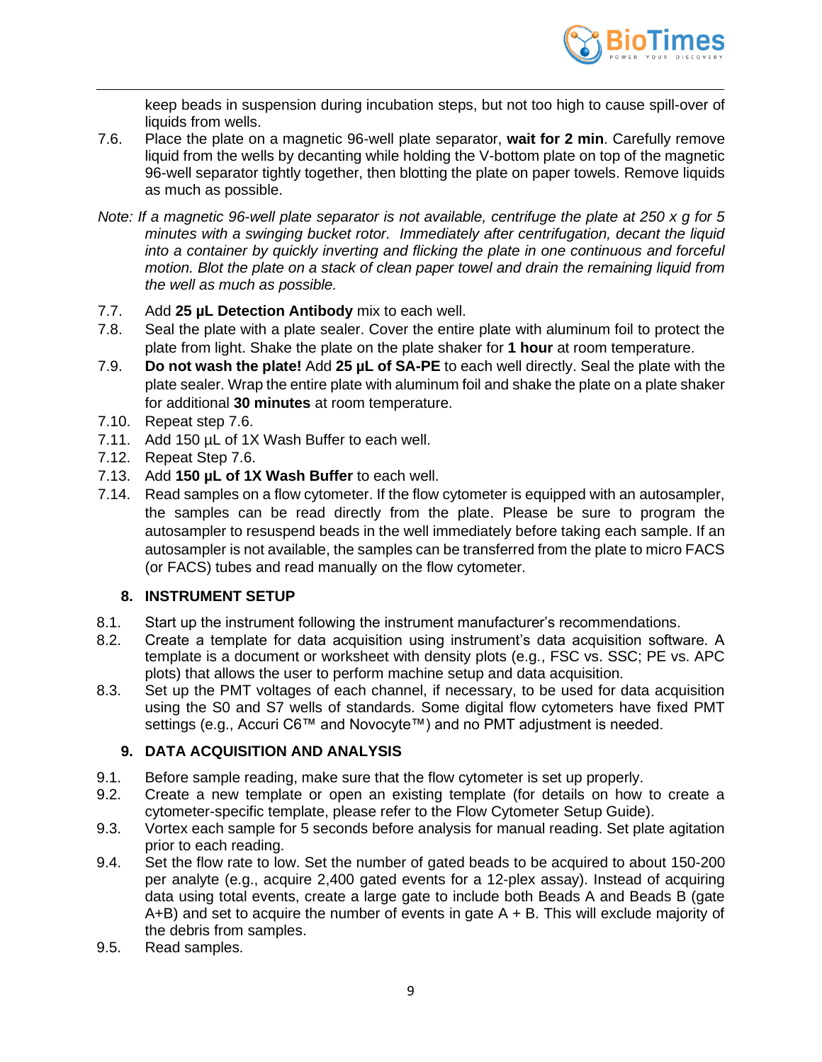keep beads in suspension during incubation steps, but not too high to cause spill-over of liquids from wells.

7.6. Place the plate on a magnetic 96-well plate separator, **wait for 2 min**. Carefully remove liquid from the wells by decanting while holding the V-bottom plate on top of the magnetic 96-well separator tightly together, then blotting the plate on paper towels. Remove liquids as much as possible.

*Note: If a magnetic 96-well plate separator is not available, centrifuge the plate at 250 x g for 5 minutes with a swinging bucket rotor. Immediately after centrifugation, decant the liquid into a container by quickly inverting and flicking the plate in one continuous and forceful motion. Blot the plate on a stack of clean paper towel and drain the remaining liquid from the well as much as possible.*

7.7. Add **25 µL Detection Antibody** mix to each well.

7.8. Seal the plate with a plate sealer. Cover the entire plate with aluminum foil to protect the plate from light. Shake the plate on the plate shaker for **1 hour** at room temperature.

7.9. **Do not wash the plate!** Add **25 µL of SA-PE** to each well directly. Seal the plate with the plate sealer. Wrap the entire plate with aluminum foil and shake the plate on a plate shaker for additional **30 minutes** at room temperature.

7.10. Repeat step 7.6.

7.11. Add 150 µL of 1X Wash Buffer to each well.

7.12. Repeat Step 7.6.

7.13. Add **150 µL of 1X Wash Buffer** to each well.

7.14. Read samples on a flow cytometer. If the flow cytometer is equipped with an autosampler, the samples can be read directly from the plate. Please be sure to program the autosampler to resuspend beads in the well immediately before taking each sample. If an autosampler is not available, the samples can be transferred from the plate to micro FACS (or FACS) tubes and read manually on the flow cytometer.

## 8. INSTRUMENT SETUP

8.1. Start up the instrument following the instrument manufacturer's recommendations.

8.2. Create a template for data acquisition using instrument's data acquisition software. A template is a document or worksheet with density plots (e.g., FSC vs. SSC; PE vs. APC plots) that allows the user to perform machine setup and data acquisition.

8.3. Set up the PMT voltages of each channel, if necessary, to be used for data acquisition using the S0 and S7 wells of standards. Some digital flow cytometers have fixed PMT settings (e.g., Accuri C6™ and Novocyte™) and no PMT adjustment is needed.

## 9. DATA ACQUISITION AND ANALYSIS

9.1. Before sample reading, make sure that the flow cytometer is set up properly.

9.2. Create a new template or open an existing template (for details on how to create a cytometer-specific template, please refer to the Flow Cytometer Setup Guide).

9.3. Vortex each sample for 5 seconds before analysis for manual reading. Set plate agitation prior to each reading.

9.4. Set the flow rate to low. Set the number of gated beads to be acquired to about 150-200 per analyte (e.g., acquire 2,400 gated events for a 12-plex assay). Instead of acquiring data using total events, create a large gate to include both Beads A and Beads B (gate A+B) and set to acquire the number of events in gate A + B. This will exclude majority of the debris from samples.

9.5. Read samples.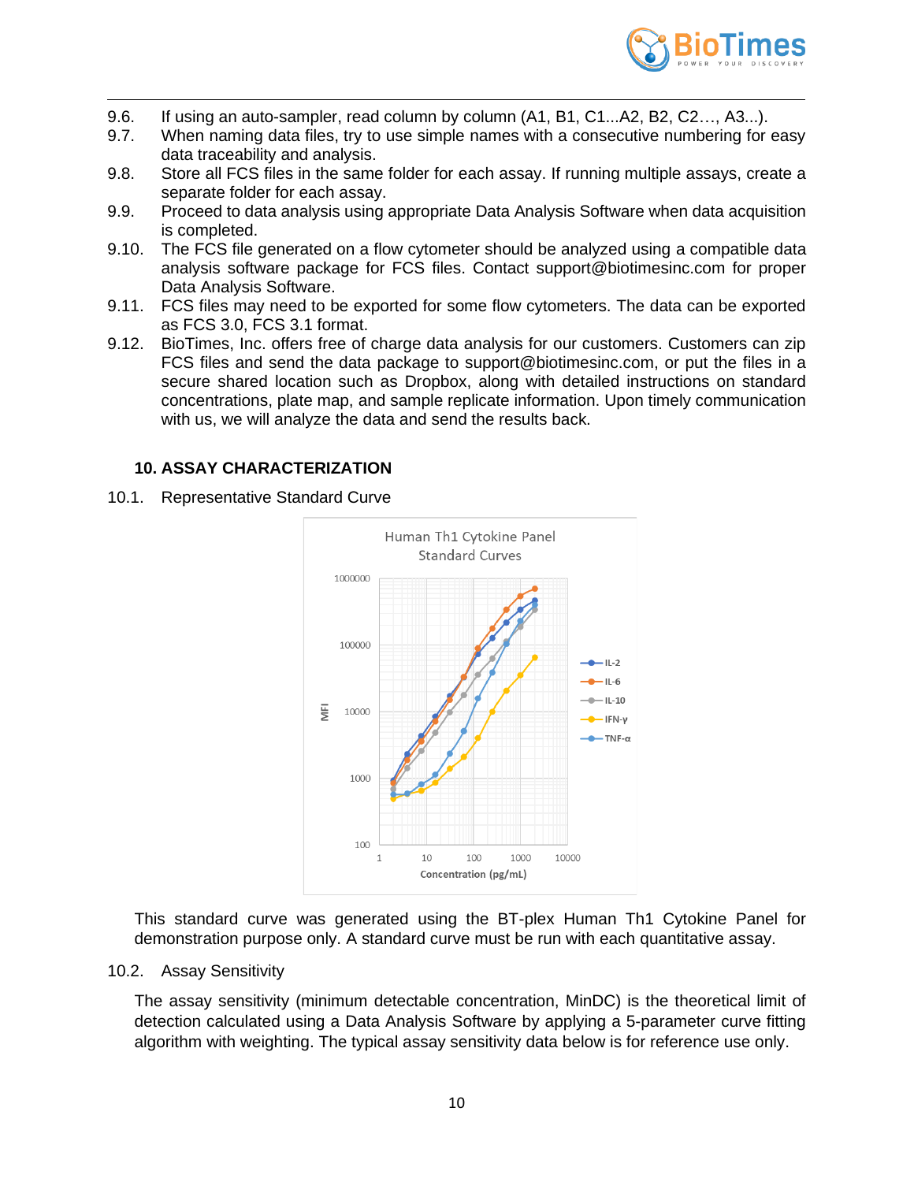9.6. If using an auto-sampler, read column by column (A1, B1, C1...A2, B2, C2…, A3...).

9.7. When naming data files, try to use simple names with a consecutive numbering for easy data traceability and analysis.

9.8. Store all FCS files in the same folder for each assay. If running multiple assays, create a separate folder for each assay.

9.9. Proceed to data analysis using appropriate Data Analysis Software when data acquisition is completed.

9.10. The FCS file generated on a flow cytometer should be analyzed using a compatible data analysis software package for FCS files. Contact support@biotimesinc.com for proper Data Analysis Software.

9.11. FCS files may need to be exported for some flow cytometers. The data can be exported as FCS 3.0, FCS 3.1 format.

9.12. BioTimes, Inc. offers free of charge data analysis for our customers. Customers can zip FCS files and send the data package to support@biotimesinc.com, or put the files in a secure shared location such as Dropbox, along with detailed instructions on standard concentrations, plate map, and sample replicate information. Upon timely communication with us, we will analyze the data and send the results back.

## 10. ASSAY CHARACTERIZATION

10.1. Representative Standard Curve

This standard curve was generated using the BT-plex Human Th1 Cytokine Panel for demonstration purpose only. A standard curve must be run with each quantitative assay.

10.2. Assay Sensitivity

The assay sensitivity (minimum detectable concentration, MinDC) is the theoretical limit of detection calculated using a Data Analysis Software by applying a 5-parameter curve fitting algorithm with weighting. The typical assay sensitivity data below is for reference use only.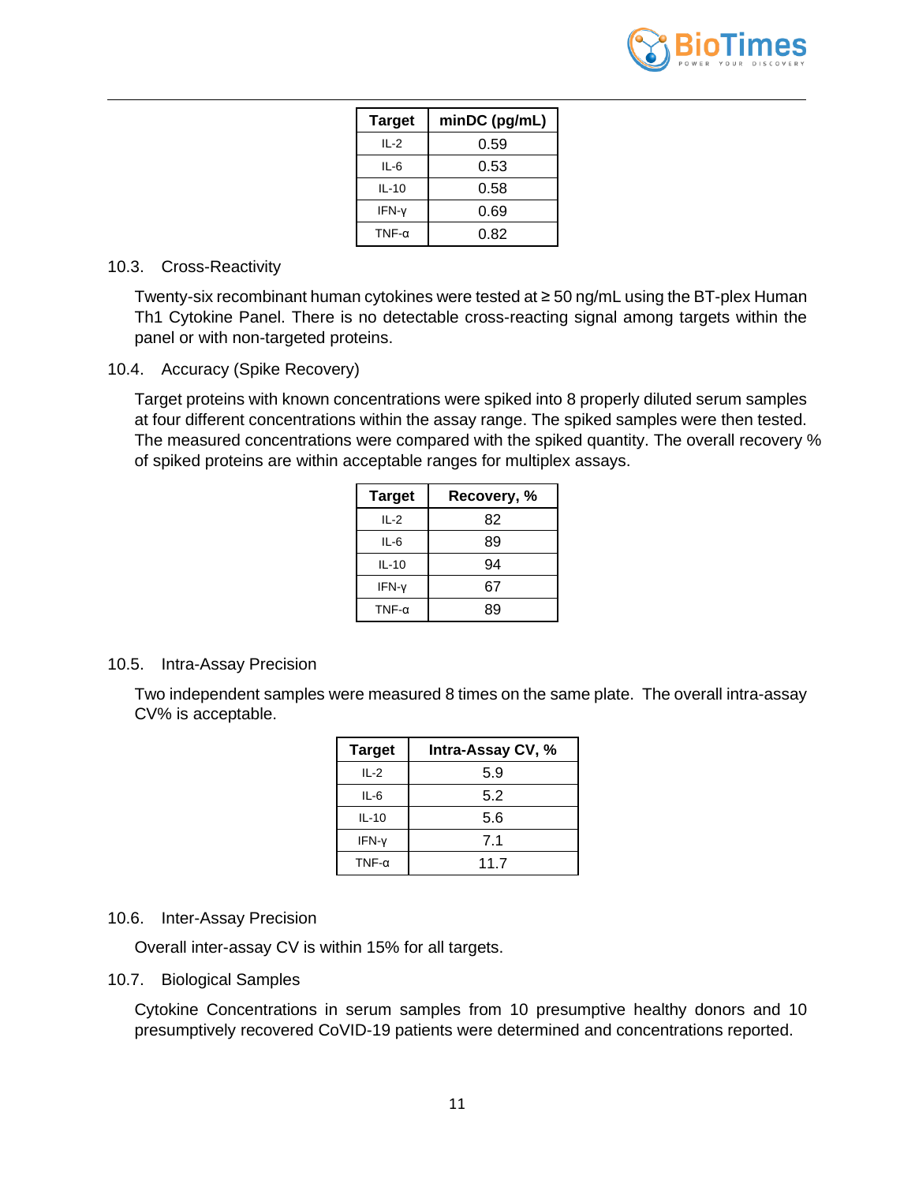| Target | minDC (pg/mL) |
|---|---|
| IL-2 | 0.59 |
| IL-6 | 0.53 |
| IL-10 | 0.58 |
| IFN-γ | 0.69 |
| TNF-α | 0.82 |

### 10.3. Cross-Reactivity

Twenty-six recombinant human cytokines were tested at ≥ 50 ng/mL using the BT-plex Human Th1 Cytokine Panel. There is no detectable cross-reacting signal among targets within the panel or with non-targeted proteins.

### 10.4. Accuracy (Spike Recovery)

Target proteins with known concentrations were spiked into 8 properly diluted serum samples at four different concentrations within the assay range. The spiked samples were then tested. The measured concentrations were compared with the spiked quantity. The overall recovery % of spiked proteins are within acceptable ranges for multiplex assays.

| Target | Recovery, % |
|---|---|
| IL-2 | 82 |
| IL-6 | 89 |
| IL-10 | 94 |
| IFN-γ | 67 |
| TNF-α | 89 |

### 10.5. Intra-Assay Precision

Two independent samples were measured 8 times on the same plate. The overall intra-assay CV% is acceptable.

| Target | Intra-Assay CV, % |
|---|---|
| IL-2 | 5.9 |
| IL-6 | 5.2 |
| IL-10 | 5.6 |
| IFN-γ | 7.1 |
| TNF-α | 11.7 |

### 10.6. Inter-Assay Precision

Overall inter-assay CV is within 15% for all targets.

### 10.7. Biological Samples

Cytokine Concentrations in serum samples from 10 presumptive healthy donors and 10 presumptively recovered CoVID-19 patients were determined and concentrations reported.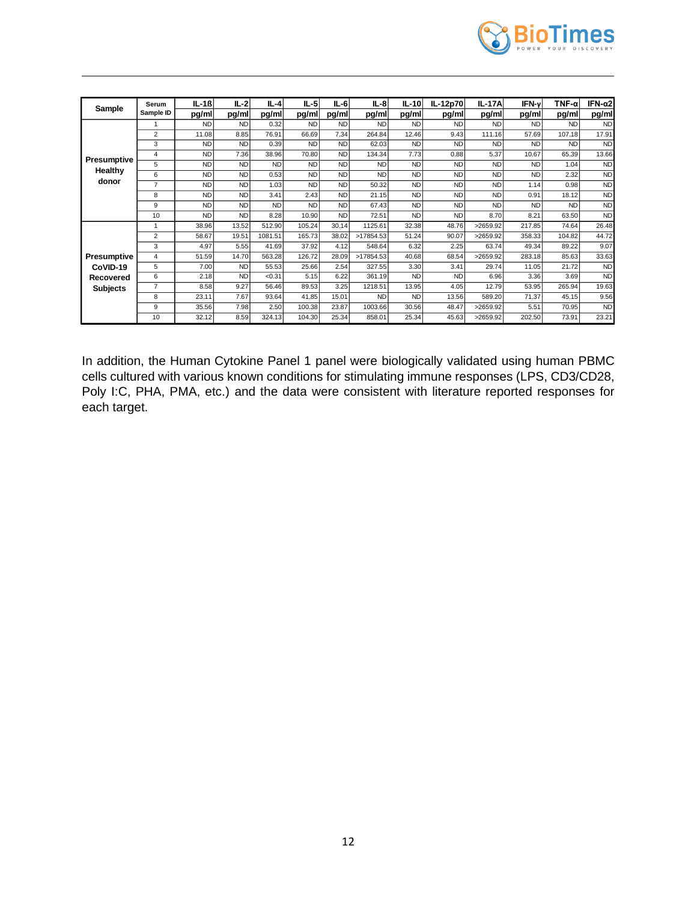| Sample | Serum Sample ID | IL-1ß pg/ml | IL-2 pg/ml | IL-4 pg/ml | IL-5 pg/ml | IL-6 pg/ml | IL-8 pg/ml | IL-10 pg/ml | IL-12p70 pg/ml | IL-17A pg/ml | IFN-γ pg/ml | TNF-α pg/ml | IFN-α2 pg/ml |
|---|---|---|---|---|---|---|---|---|---|---|---|---|---|
| Presumptive Healthy donor | 1 | ND | ND | 0.32 | ND | ND | ND | ND | ND | ND | ND | ND | ND |
| | 2 | 11.08 | 8.85 | 76.91 | 66.69 | 7.34 | 264.84 | 12.46 | 9.43 | 111.16 | 57.69 | 107.18 | 17.91 |
| | 3 | ND | ND | 0.39 | ND | ND | 62.03 | ND | ND | ND | ND | ND | ND |
| | 4 | ND | 7.36 | 38.96 | 70.80 | ND | 134.34 | 7.73 | 0.88 | 5.37 | 10.67 | 65.39 | 13.66 |
| | 5 | ND | ND | ND | ND | ND | ND | ND | ND | ND | ND | 1.04 | ND |
| | 6 | ND | ND | 0.53 | ND | ND | ND | ND | ND | ND | ND | 2.32 | ND |
| | 7 | ND | ND | 1.03 | ND | ND | 50.32 | ND | ND | ND | 1.14 | 0.98 | ND |
| | 8 | ND | ND | 3.41 | 2.43 | ND | 21.15 | ND | ND | ND | 0.91 | 18.12 | ND |
| | 9 | ND | ND | ND | ND | ND | 67.43 | ND | ND | ND | ND | ND | ND |
| | 10 | ND | ND | 8.28 | 10.90 | ND | 72.51 | ND | ND | 8.70 | 8.21 | 63.50 | ND |
| Presumptive CoVID-19 Recovered Subjects | 1 | 38.96 | 13.52 | 512.90 | 105.24 | 30.14 | 1125.61 | 32.38 | 48.76 | >2659.92 | 217.85 | 74.64 | 26.48 |
| | 2 | 58.67 | 19.51 | 1081.51 | 165.73 | 38.02 | >17854.53 | 51.24 | 90.07 | >2659.92 | 358.33 | 104.82 | 44.72 |
| | 3 | 4.97 | 5.55 | 41.69 | 37.92 | 4.12 | 548.64 | 6.32 | 2.25 | 63.74 | 49.34 | 89.22 | 9.07 |
| | 4 | 51.59 | 14.70 | 563.28 | 126.72 | 28.09 | >17854.53 | 40.68 | 68.54 | >2659.92 | 283.18 | 85.63 | 33.63 |
| | 5 | 7.00 | ND | 55.53 | 25.66 | 2.54 | 327.55 | 3.30 | 3.41 | 29.74 | 11.05 | 21.72 | ND |
| | 6 | 2.18 | ND | <0.31 | 5.15 | 6.22 | 361.19 | ND | ND | 6.96 | 3.36 | 3.69 | ND |
| | 7 | 8.58 | 9.27 | 56.46 | 89.53 | 3.25 | 1218.51 | 13.95 | 4.05 | 12.79 | 53.95 | 265.94 | 19.63 |
| | 8 | 23.11 | 7.67 | 93.64 | 41.85 | 15.01 | ND | ND | 13.56 | 589.20 | 71.37 | 45.15 | 9.56 |
| | 9 | 35.56 | 7.98 | 2.50 | 100.38 | 23.87 | 1003.66 | 30.56 | 48.47 | >2659.92 | 5.51 | 70.95 | ND |
| | 10 | 32.12 | 8.59 | 324.13 | 104.30 | 25.34 | 858.01 | 25.34 | 45.63 | >2659.92 | 202.50 | 73.91 | 23.21 |

In addition, the Human Cytokine Panel 1 panel were biologically validated using human PBMC cells cultured with various known conditions for stimulating immune responses (LPS, CD3/CD28, Poly I:C, PHA, PMA, etc.) and the data were consistent with literature reported responses for each target.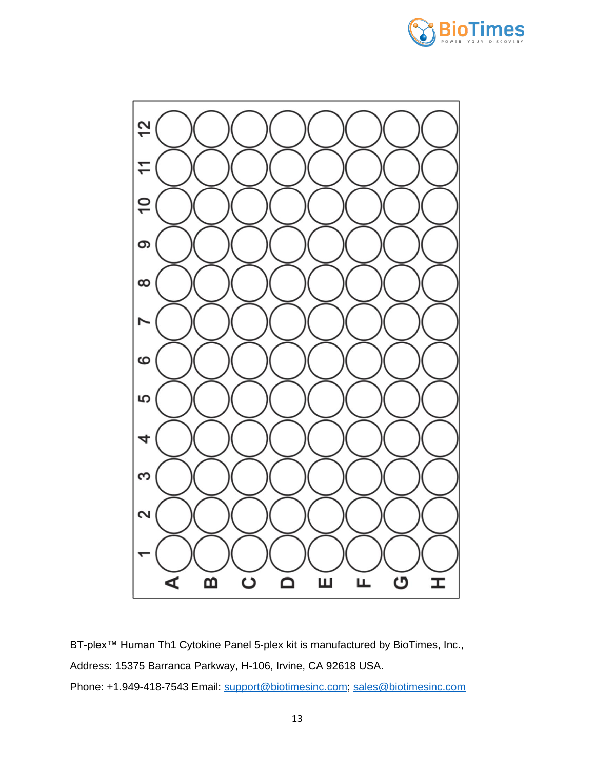| | 1 | 2 | 3 | 4 | 5 | 6 | 7 | 8 | 9 | 10 | 11 | 12 |
|---|---|---|---|---|---|---|---|---|---|---|---|---|
| A | | | | | | | | | | | | |
| B | | | | | | | | | | | | |
| C | | | | | | | | | | | | |
| D | | | | | | | | | | | | |
| E | | | | | | | | | | | | |
| F | | | | | | | | | | | | |
| G | | | | | | | | | | | | |
| H | | | | | | | | | | | | |

BT-plex™ Human Th1 Cytokine Panel 5-plex kit is manufactured by BioTimes, Inc.,

Address: 15375 Barranca Parkway, H-106, Irvine, CA 92618 USA.

Phone: +1.949-418-7543 Email: support@biotimesinc.com; sales@biotimesinc.com